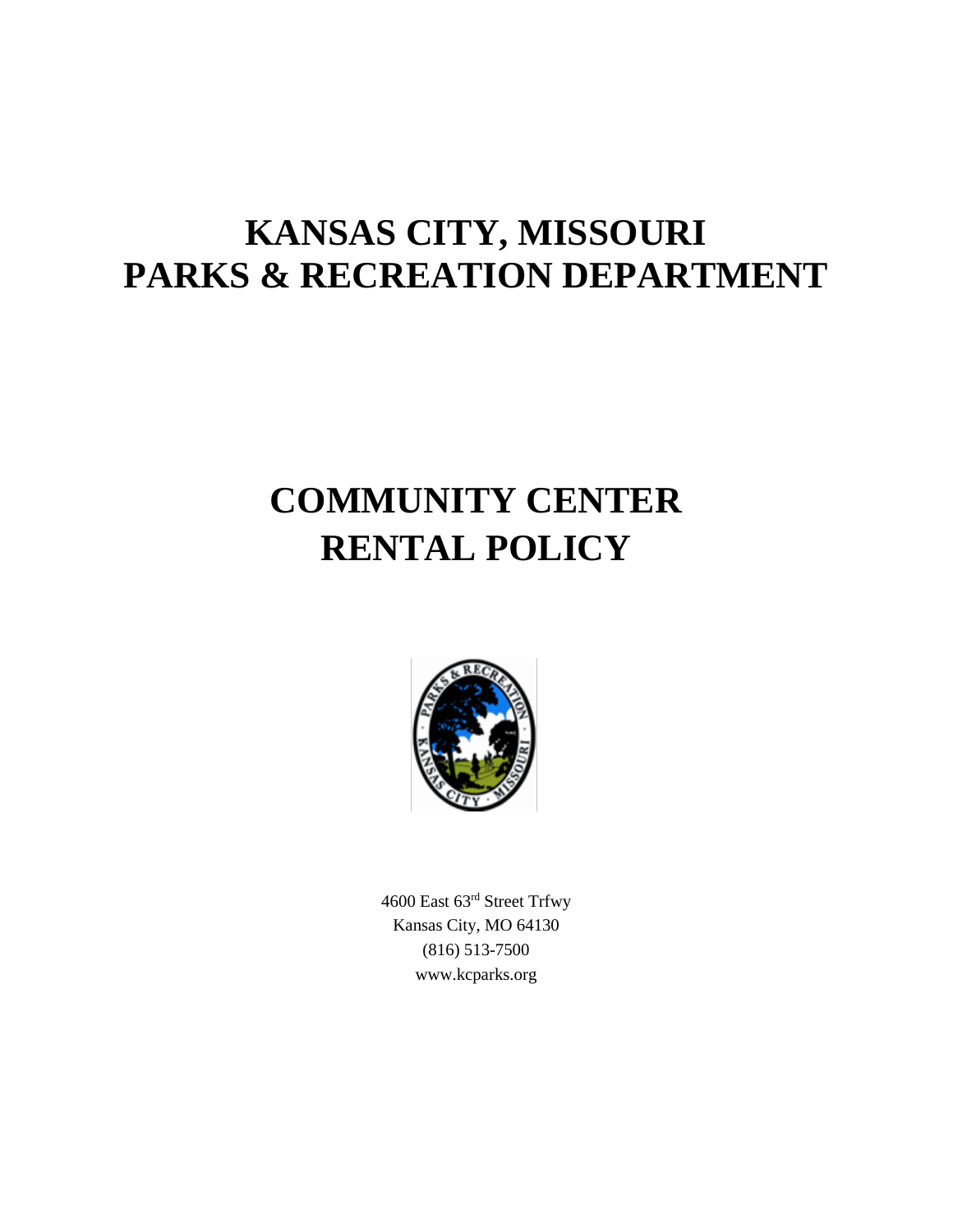# KANSAS CITY, MISSOURI
# PARKS & RECREATION DEPARTMENT

# COMMUNITY CENTER
# RENTAL POLICY

4600 East 63rd Street Trfwy
Kansas City, MO 64130
(816) 513-7500
www.kcparks.org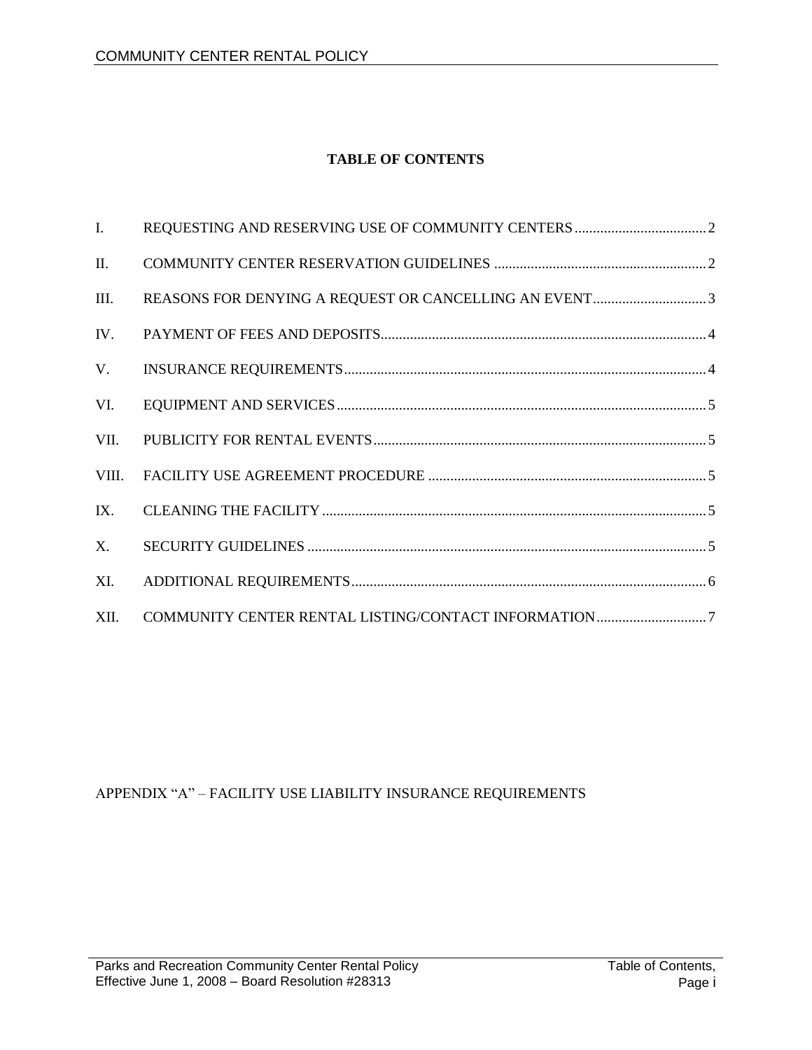**TABLE OF CONTENTS**

| | | |
|---|---|---|
| I. | REQUESTING AND RESERVING USE OF COMMUNITY CENTERS | 2 |
| II. | COMMUNITY CENTER RESERVATION GUIDELINES | 2 |
| III. | REASONS FOR DENYING A REQUEST OR CANCELLING AN EVENT | 3 |
| IV. | PAYMENT OF FEES AND DEPOSITS | 4 |
| V. | INSURANCE REQUIREMENTS | 4 |
| VI. | EQUIPMENT AND SERVICES | 5 |
| VII. | PUBLICITY FOR RENTAL EVENTS | 5 |
| VIII. | FACILITY USE AGREEMENT PROCEDURE | 5 |
| IX. | CLEANING THE FACILITY | 5 |
| X. | SECURITY GUIDELINES | 5 |
| XI. | ADDITIONAL REQUIREMENTS | 6 |
| XII. | COMMUNITY CENTER RENTAL LISTING/CONTACT INFORMATION | 7 |

APPENDIX "A" – FACILITY USE LIABILITY INSURANCE REQUIREMENTS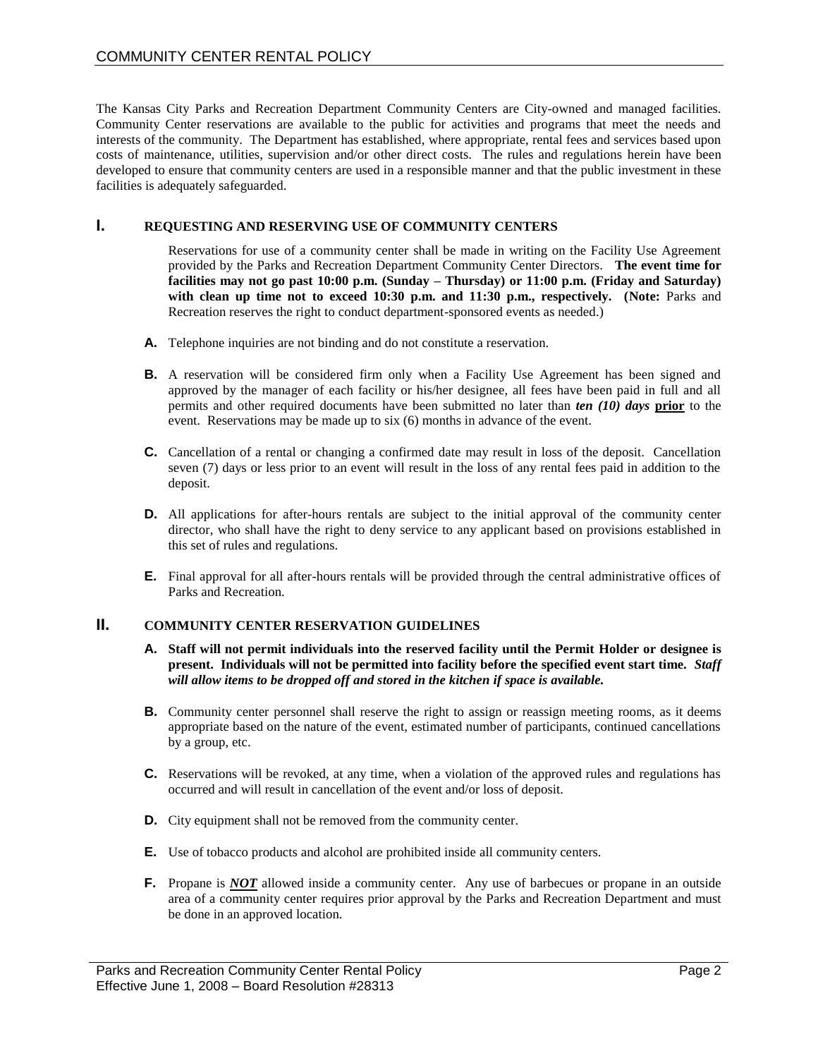The Kansas City Parks and Recreation Department Community Centers are City-owned and managed facilities. Community Center reservations are available to the public for activities and programs that meet the needs and interests of the community. The Department has established, where appropriate, rental fees and services based upon costs of maintenance, utilities, supervision and/or other direct costs. The rules and regulations herein have been developed to ensure that community centers are used in a responsible manner and that the public investment in these facilities is adequately safeguarded.

## I. REQUESTING AND RESERVING USE OF COMMUNITY CENTERS

Reservations for use of a community center shall be made in writing on the Facility Use Agreement provided by the Parks and Recreation Department Community Center Directors. **The event time for facilities may not go past 10:00 p.m. (Sunday – Thursday) or 11:00 p.m. (Friday and Saturday) with clean up time not to exceed 10:30 p.m. and 11:30 p.m., respectively. (Note:** Parks and Recreation reserves the right to conduct department-sponsored events as needed.)

**A.** Telephone inquiries are not binding and do not constitute a reservation.

**B.** A reservation will be considered firm only when a Facility Use Agreement has been signed and approved by the manager of each facility or his/her designee, all fees have been paid in full and all permits and other required documents have been submitted no later than ***ten (10) days*** **<u>prior</u>** to the event. Reservations may be made up to six (6) months in advance of the event.

**C.** Cancellation of a rental or changing a confirmed date may result in loss of the deposit. Cancellation seven (7) days or less prior to an event will result in the loss of any rental fees paid in addition to the deposit.

**D.** All applications for after-hours rentals are subject to the initial approval of the community center director, who shall have the right to deny service to any applicant based on provisions established in this set of rules and regulations.

**E.** Final approval for all after-hours rentals will be provided through the central administrative offices of Parks and Recreation.

## II. COMMUNITY CENTER RESERVATION GUIDELINES

**A. Staff will not permit individuals into the reserved facility until the Permit Holder or designee is present. Individuals will not be permitted into facility before the specified event start time.** ***Staff will allow items to be dropped off and stored in the kitchen if space is available.***

**B.** Community center personnel shall reserve the right to assign or reassign meeting rooms, as it deems appropriate based on the nature of the event, estimated number of participants, continued cancellations by a group, etc.

**C.** Reservations will be revoked, at any time, when a violation of the approved rules and regulations has occurred and will result in cancellation of the event and/or loss of deposit.

**D.** City equipment shall not be removed from the community center.

**E.** Use of tobacco products and alcohol are prohibited inside all community centers.

**F.** Propane is ***<u>NOT</u>*** allowed inside a community center. Any use of barbecues or propane in an outside area of a community center requires prior approval by the Parks and Recreation Department and must be done in an approved location.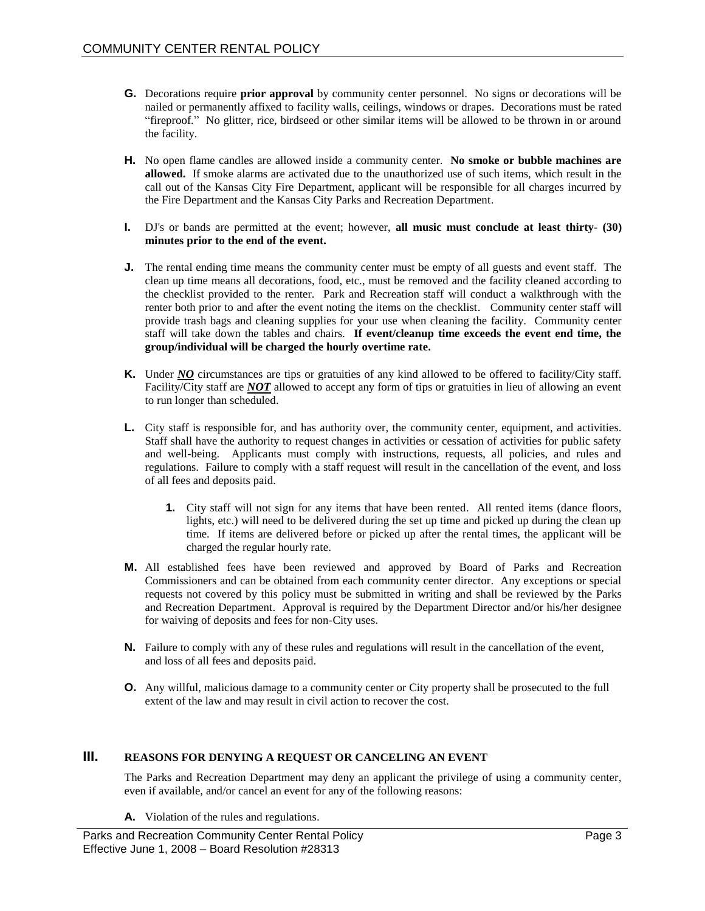**G.** Decorations require **prior approval** by community center personnel. No signs or decorations will be nailed or permanently affixed to facility walls, ceilings, windows or drapes. Decorations must be rated "fireproof." No glitter, rice, birdseed or other similar items will be allowed to be thrown in or around the facility.

**H.** No open flame candles are allowed inside a community center. **No smoke or bubble machines are allowed.** If smoke alarms are activated due to the unauthorized use of such items, which result in the call out of the Kansas City Fire Department, applicant will be responsible for all charges incurred by the Fire Department and the Kansas City Parks and Recreation Department.

**I.** DJ's or bands are permitted at the event; however, **all music must conclude at least thirty- (30) minutes prior to the end of the event.**

**J.** The rental ending time means the community center must be empty of all guests and event staff. The clean up time means all decorations, food, etc., must be removed and the facility cleaned according to the checklist provided to the renter. Park and Recreation staff will conduct a walkthrough with the renter both prior to and after the event noting the items on the checklist. Community center staff will provide trash bags and cleaning supplies for your use when cleaning the facility. Community center staff will take down the tables and chairs. **If event/cleanup time exceeds the event end time, the group/individual will be charged the hourly overtime rate.**

**K.** Under ***NO*** circumstances are tips or gratuities of any kind allowed to be offered to facility/City staff. Facility/City staff are ***NOT*** allowed to accept any form of tips or gratuities in lieu of allowing an event to run longer than scheduled.

**L.** City staff is responsible for, and has authority over, the community center, equipment, and activities. Staff shall have the authority to request changes in activities or cessation of activities for public safety and well-being. Applicants must comply with instructions, requests, all policies, and rules and regulations. Failure to comply with a staff request will result in the cancellation of the event, and loss of all fees and deposits paid.

   **1.** City staff will not sign for any items that have been rented. All rented items (dance floors, lights, etc.) will need to be delivered during the set up time and picked up during the clean up time. If items are delivered before or picked up after the rental times, the applicant will be charged the regular hourly rate.

**M.** All established fees have been reviewed and approved by Board of Parks and Recreation Commissioners and can be obtained from each community center director. Any exceptions or special requests not covered by this policy must be submitted in writing and shall be reviewed by the Parks and Recreation Department. Approval is required by the Department Director and/or his/her designee for waiving of deposits and fees for non-City uses.

**N.** Failure to comply with any of these rules and regulations will result in the cancellation of the event, and loss of all fees and deposits paid.

**O.** Any willful, malicious damage to a community center or City property shall be prosecuted to the full extent of the law and may result in civil action to recover the cost.

## III. REASONS FOR DENYING A REQUEST OR CANCELING AN EVENT

The Parks and Recreation Department may deny an applicant the privilege of using a community center, even if available, and/or cancel an event for any of the following reasons:

**A.** Violation of the rules and regulations.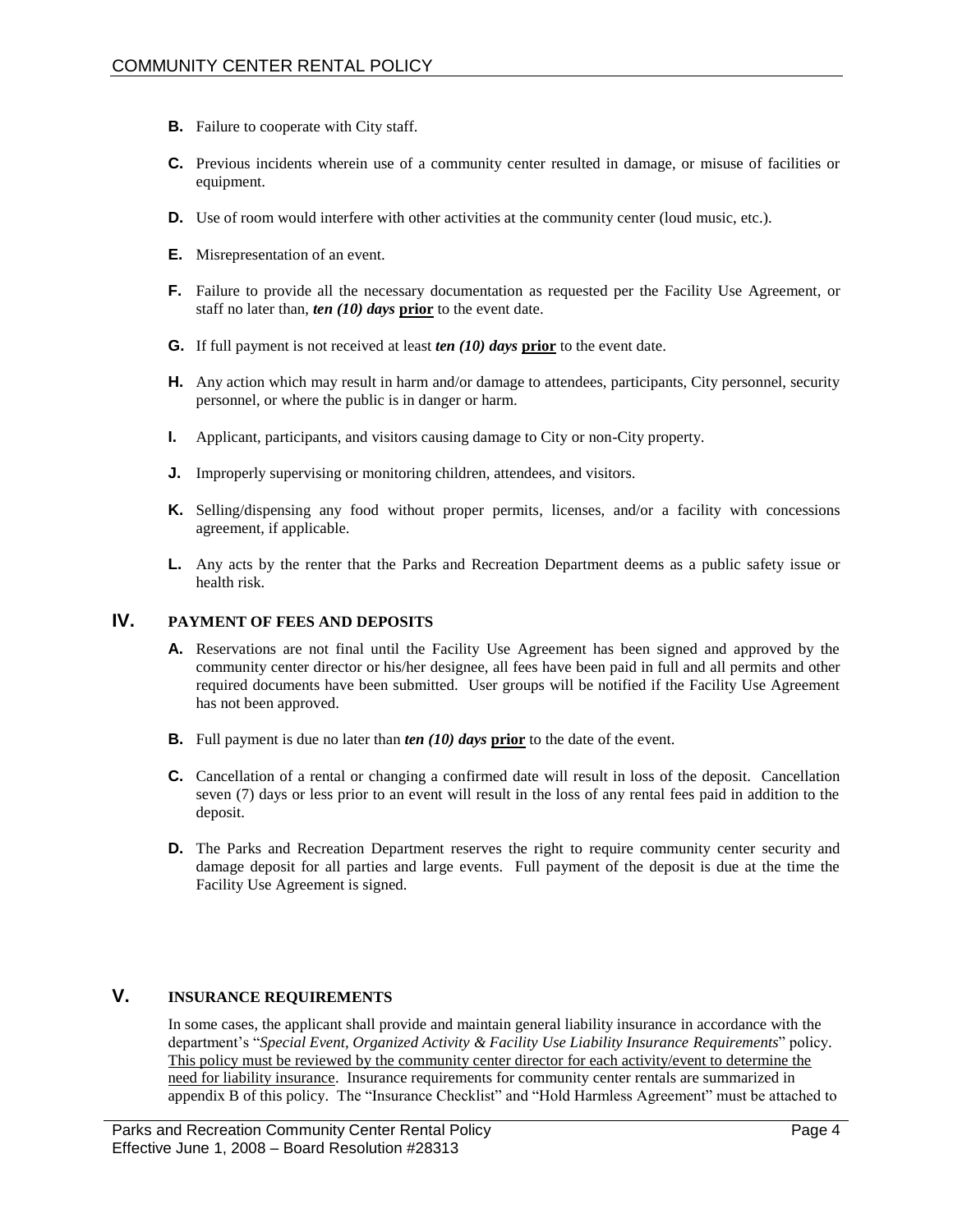- **B.** Failure to cooperate with City staff.
- **C.** Previous incidents wherein use of a community center resulted in damage, or misuse of facilities or equipment.
- **D.** Use of room would interfere with other activities at the community center (loud music, etc.).
- **E.** Misrepresentation of an event.
- **F.** Failure to provide all the necessary documentation as requested per the Facility Use Agreement, or staff no later than, ***ten (10) days*** **prior** to the event date.
- **G.** If full payment is not received at least ***ten (10) days*** **prior** to the event date.
- **H.** Any action which may result in harm and/or damage to attendees, participants, City personnel, security personnel, or where the public is in danger or harm.
- **I.** Applicant, participants, and visitors causing damage to City or non-City property.
- **J.** Improperly supervising or monitoring children, attendees, and visitors.
- **K.** Selling/dispensing any food without proper permits, licenses, and/or a facility with concessions agreement, if applicable.
- **L.** Any acts by the renter that the Parks and Recreation Department deems as a public safety issue or health risk.

## IV. PAYMENT OF FEES AND DEPOSITS

- **A.** Reservations are not final until the Facility Use Agreement has been signed and approved by the community center director or his/her designee, all fees have been paid in full and all permits and other required documents have been submitted. User groups will be notified if the Facility Use Agreement has not been approved.
- **B.** Full payment is due no later than ***ten (10) days*** **prior** to the date of the event.
- **C.** Cancellation of a rental or changing a confirmed date will result in loss of the deposit. Cancellation seven (7) days or less prior to an event will result in the loss of any rental fees paid in addition to the deposit.
- **D.** The Parks and Recreation Department reserves the right to require community center security and damage deposit for all parties and large events. Full payment of the deposit is due at the time the Facility Use Agreement is signed.

## V. INSURANCE REQUIREMENTS

In some cases, the applicant shall provide and maintain general liability insurance in accordance with the department's "*Special Event, Organized Activity & Facility Use Liability Insurance Requirements*" policy. This policy must be reviewed by the community center director for each activity/event to determine the need for liability insurance. Insurance requirements for community center rentals are summarized in appendix B of this policy. The "Insurance Checklist" and "Hold Harmless Agreement" must be attached to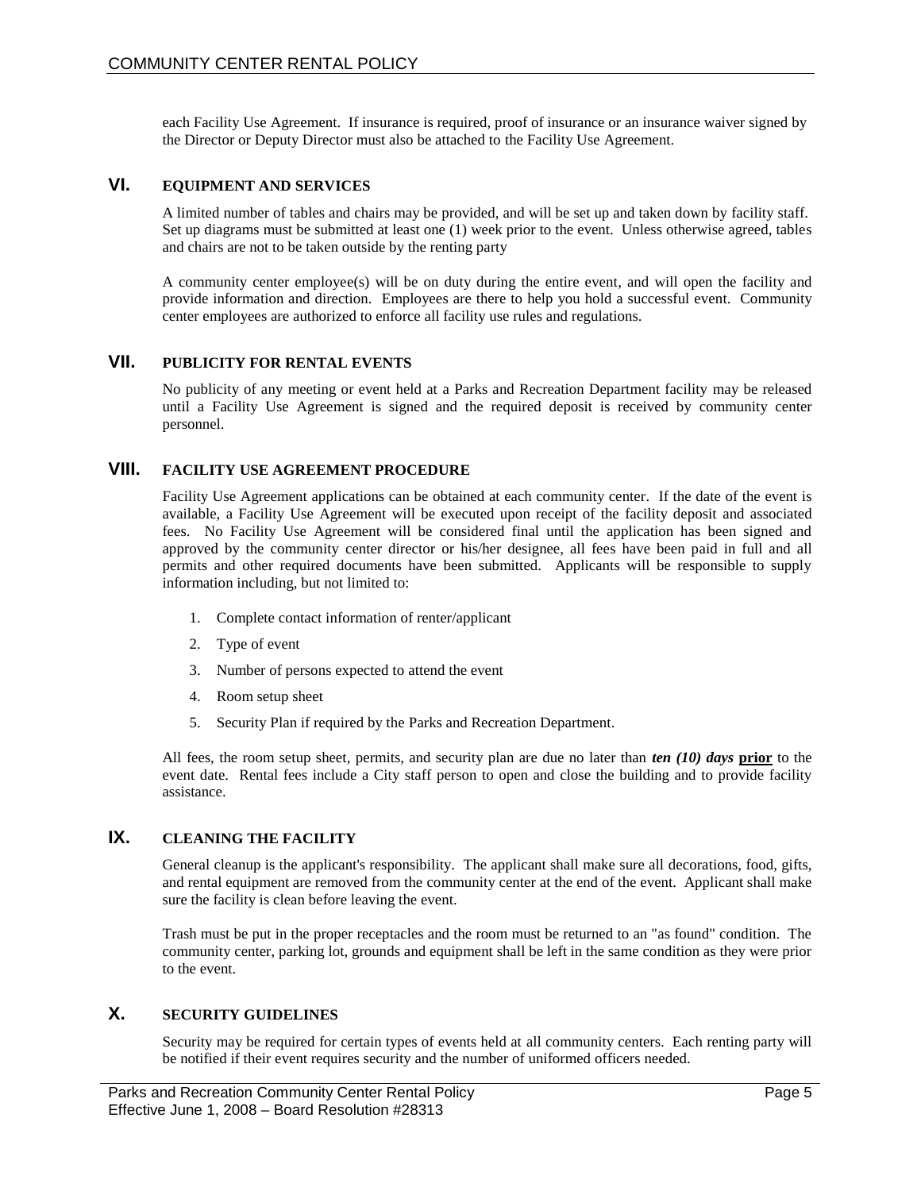each Facility Use Agreement. If insurance is required, proof of insurance or an insurance waiver signed by the Director or Deputy Director must also be attached to the Facility Use Agreement.

## VI. EQUIPMENT AND SERVICES

A limited number of tables and chairs may be provided, and will be set up and taken down by facility staff. Set up diagrams must be submitted at least one (1) week prior to the event. Unless otherwise agreed, tables and chairs are not to be taken outside by the renting party

A community center employee(s) will be on duty during the entire event, and will open the facility and provide information and direction. Employees are there to help you hold a successful event. Community center employees are authorized to enforce all facility use rules and regulations.

## VII. PUBLICITY FOR RENTAL EVENTS

No publicity of any meeting or event held at a Parks and Recreation Department facility may be released until a Facility Use Agreement is signed and the required deposit is received by community center personnel.

## VIII. FACILITY USE AGREEMENT PROCEDURE

Facility Use Agreement applications can be obtained at each community center. If the date of the event is available, a Facility Use Agreement will be executed upon receipt of the facility deposit and associated fees. No Facility Use Agreement will be considered final until the application has been signed and approved by the community center director or his/her designee, all fees have been paid in full and all permits and other required documents have been submitted. Applicants will be responsible to supply information including, but not limited to:

1. Complete contact information of renter/applicant
2. Type of event
3. Number of persons expected to attend the event
4. Room setup sheet
5. Security Plan if required by the Parks and Recreation Department.

All fees, the room setup sheet, permits, and security plan are due no later than ***ten (10) days*** **prior** to the event date. Rental fees include a City staff person to open and close the building and to provide facility assistance.

## IX. CLEANING THE FACILITY

General cleanup is the applicant's responsibility. The applicant shall make sure all decorations, food, gifts, and rental equipment are removed from the community center at the end of the event. Applicant shall make sure the facility is clean before leaving the event.

Trash must be put in the proper receptacles and the room must be returned to an "as found" condition. The community center, parking lot, grounds and equipment shall be left in the same condition as they were prior to the event.

## X. SECURITY GUIDELINES

Security may be required for certain types of events held at all community centers. Each renting party will be notified if their event requires security and the number of uniformed officers needed.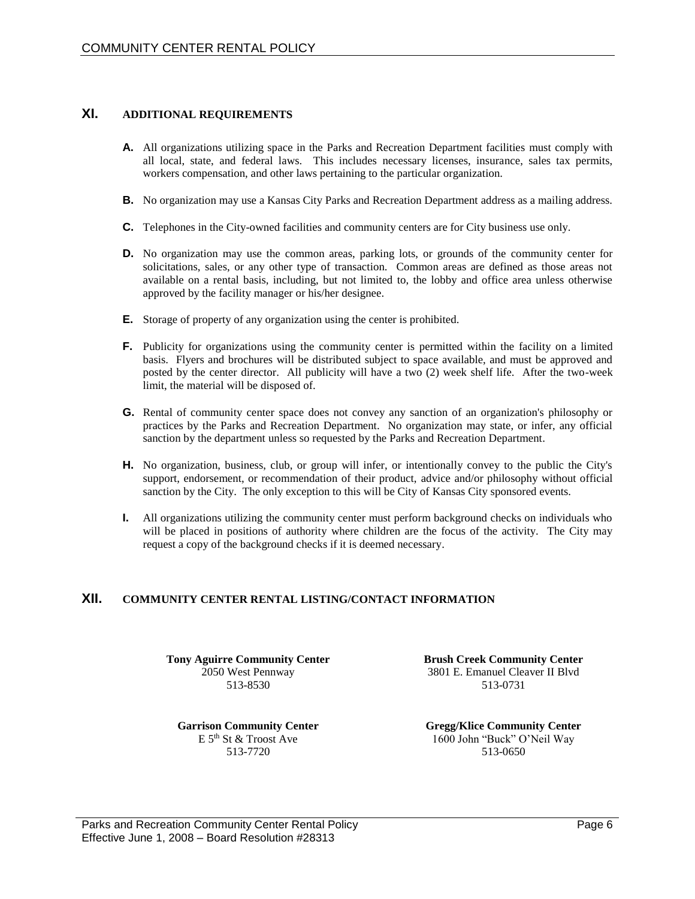## XI. ADDITIONAL REQUIREMENTS

**A.** All organizations utilizing space in the Parks and Recreation Department facilities must comply with all local, state, and federal laws. This includes necessary licenses, insurance, sales tax permits, workers compensation, and other laws pertaining to the particular organization.

**B.** No organization may use a Kansas City Parks and Recreation Department address as a mailing address.

**C.** Telephones in the City-owned facilities and community centers are for City business use only.

**D.** No organization may use the common areas, parking lots, or grounds of the community center for solicitations, sales, or any other type of transaction. Common areas are defined as those areas not available on a rental basis, including, but not limited to, the lobby and office area unless otherwise approved by the facility manager or his/her designee.

**E.** Storage of property of any organization using the center is prohibited.

**F.** Publicity for organizations using the community center is permitted within the facility on a limited basis. Flyers and brochures will be distributed subject to space available, and must be approved and posted by the center director. All publicity will have a two (2) week shelf life. After the two-week limit, the material will be disposed of.

**G.** Rental of community center space does not convey any sanction of an organization's philosophy or practices by the Parks and Recreation Department. No organization may state, or infer, any official sanction by the department unless so requested by the Parks and Recreation Department.

**H.** No organization, business, club, or group will infer, or intentionally convey to the public the City's support, endorsement, or recommendation of their product, advice and/or philosophy without official sanction by the City. The only exception to this will be City of Kansas City sponsored events.

**I.** All organizations utilizing the community center must perform background checks on individuals who will be placed in positions of authority where children are the focus of the activity. The City may request a copy of the background checks if it is deemed necessary.

## XII. COMMUNITY CENTER RENTAL LISTING/CONTACT INFORMATION

**Tony Aguirre Community Center**
2050 West Pennway
513-8530

**Brush Creek Community Center**
3801 E. Emanuel Cleaver II Blvd
513-0731

**Garrison Community Center**
E 5th St & Troost Ave
513-7720

**Gregg/Klice Community Center**
1600 John "Buck" O'Neil Way
513-0650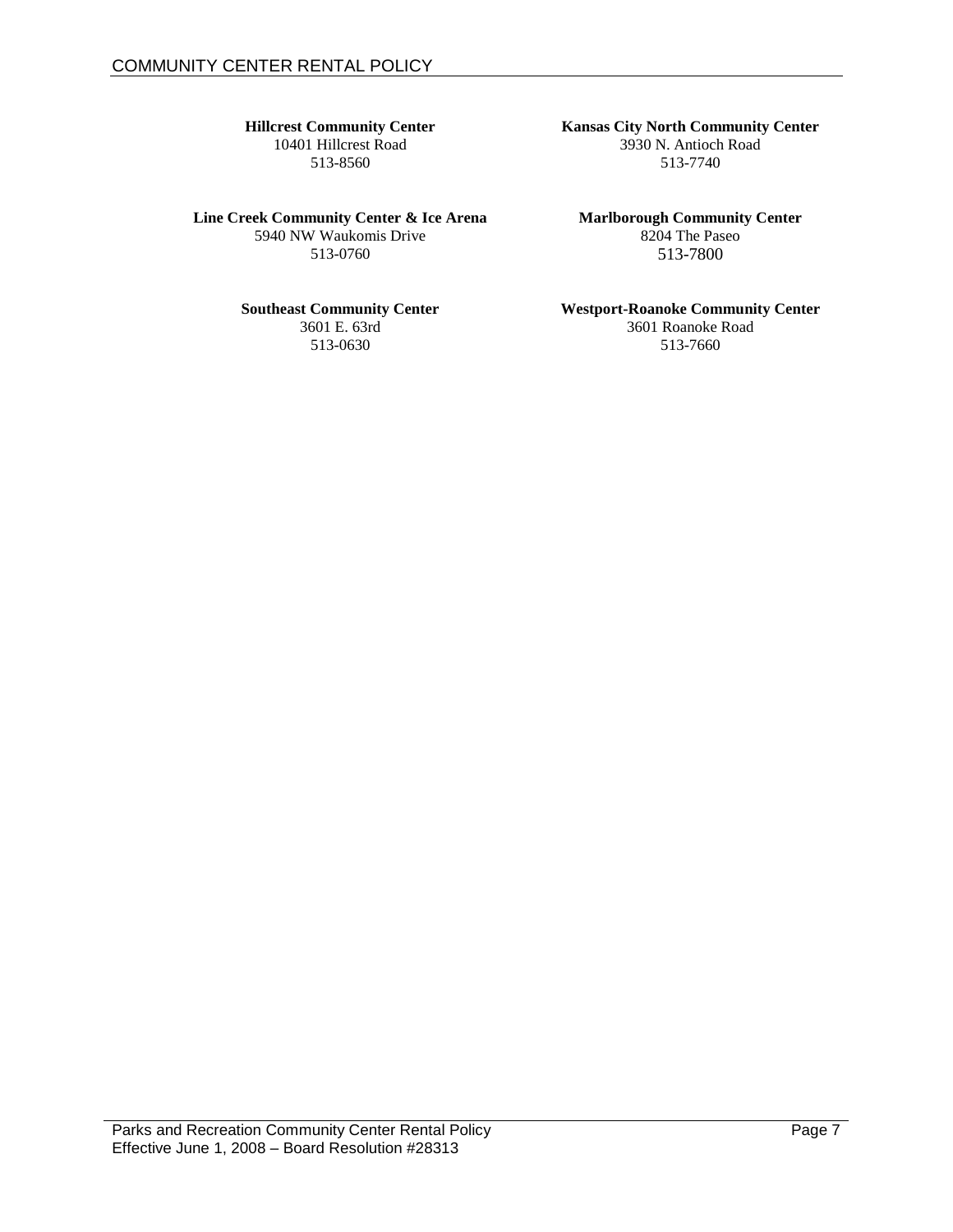**Hillcrest Community Center**
10401 Hillcrest Road
513-8560

**Kansas City North Community Center**
3930 N. Antioch Road
513-7740

**Line Creek Community Center & Ice Arena**
5940 NW Waukomis Drive
513-0760

**Marlborough Community Center**
8204 The Paseo
513-7800

**Southeast Community Center**
3601 E. 63rd
513-0630

**Westport-Roanoke Community Center**
3601 Roanoke Road
513-7660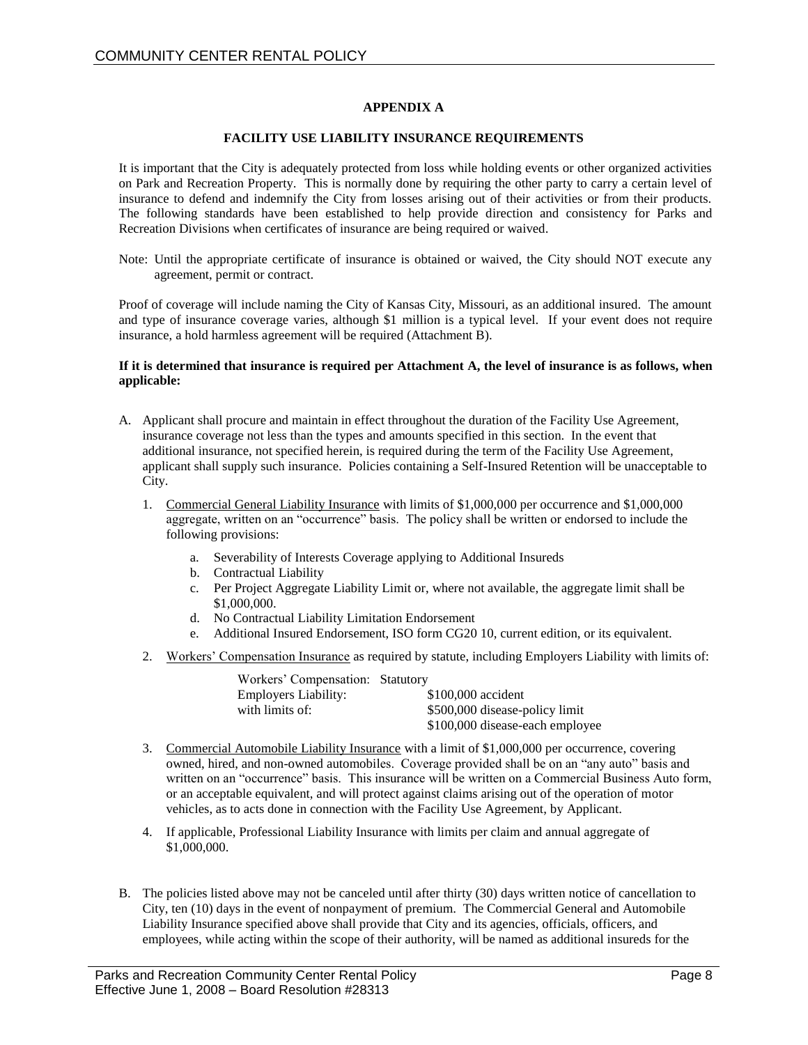## APPENDIX A

### FACILITY USE LIABILITY INSURANCE REQUIREMENTS

It is important that the City is adequately protected from loss while holding events or other organized activities on Park and Recreation Property. This is normally done by requiring the other party to carry a certain level of insurance to defend and indemnify the City from losses arising out of their activities or from their products. The following standards have been established to help provide direction and consistency for Parks and Recreation Divisions when certificates of insurance are being required or waived.

Note: Until the appropriate certificate of insurance is obtained or waived, the City should NOT execute any agreement, permit or contract.

Proof of coverage will include naming the City of Kansas City, Missouri, as an additional insured. The amount and type of insurance coverage varies, although $1 million is a typical level. If your event does not require insurance, a hold harmless agreement will be required (Attachment B).

**If it is determined that insurance is required per Attachment A, the level of insurance is as follows, when applicable:**

A. Applicant shall procure and maintain in effect throughout the duration of the Facility Use Agreement, insurance coverage not less than the types and amounts specified in this section. In the event that additional insurance, not specified herein, is required during the term of the Facility Use Agreement, applicant shall supply such insurance. Policies containing a Self-Insured Retention will be unacceptable to City.

   1. Commercial General Liability Insurance with limits of $1,000,000 per occurrence and $1,000,000 aggregate, written on an "occurrence" basis. The policy shall be written or endorsed to include the following provisions:

      a. Severability of Interests Coverage applying to Additional Insureds
      b. Contractual Liability
      c. Per Project Aggregate Liability Limit or, where not available, the aggregate limit shall be $1,000,000.
      d. No Contractual Liability Limitation Endorsement
      e. Additional Insured Endorsement, ISO form CG20 10, current edition, or its equivalent.

   2. Workers' Compensation Insurance as required by statute, including Employers Liability with limits of:

      | | |
      |---|---|
      | Workers' Compensation: | Statutory |
      | Employers Liability: | $100,000 accident |
      | with limits of: | $500,000 disease-policy limit |
      | | $100,000 disease-each employee |

   3. Commercial Automobile Liability Insurance with a limit of $1,000,000 per occurrence, covering owned, hired, and non-owned automobiles. Coverage provided shall be on an "any auto" basis and written on an "occurrence" basis. This insurance will be written on a Commercial Business Auto form, or an acceptable equivalent, and will protect against claims arising out of the operation of motor vehicles, as to acts done in connection with the Facility Use Agreement, by Applicant.

   4. If applicable, Professional Liability Insurance with limits per claim and annual aggregate of $1,000,000.

B. The policies listed above may not be canceled until after thirty (30) days written notice of cancellation to City, ten (10) days in the event of nonpayment of premium. The Commercial General and Automobile Liability Insurance specified above shall provide that City and its agencies, officials, officers, and employees, while acting within the scope of their authority, will be named as additional insureds for the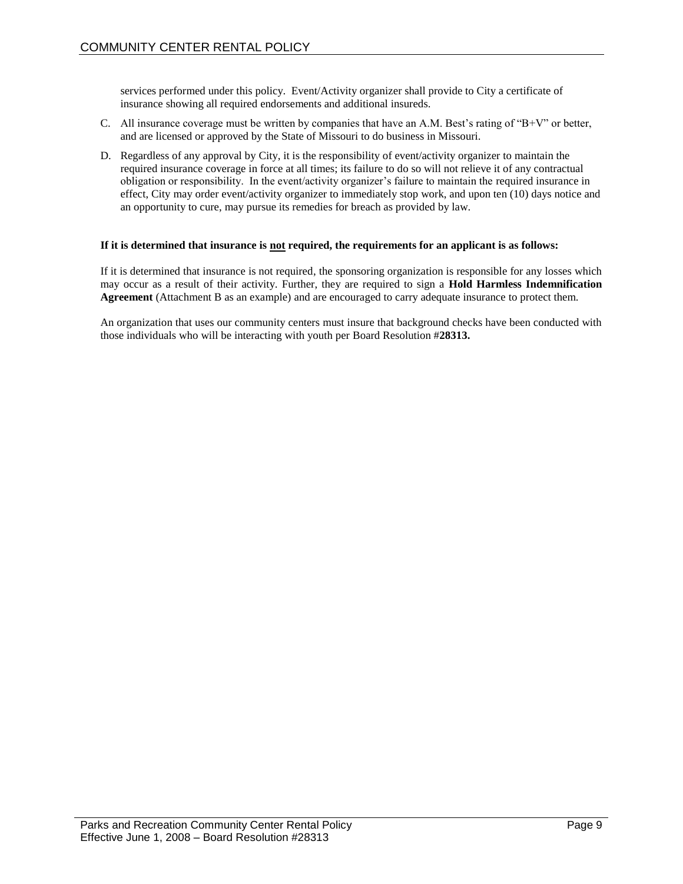services performed under this policy. Event/Activity organizer shall provide to City a certificate of insurance showing all required endorsements and additional insureds.

C. All insurance coverage must be written by companies that have an A.M. Best's rating of "B+V" or better, and are licensed or approved by the State of Missouri to do business in Missouri.

D. Regardless of any approval by City, it is the responsibility of event/activity organizer to maintain the required insurance coverage in force at all times; its failure to do so will not relieve it of any contractual obligation or responsibility. In the event/activity organizer's failure to maintain the required insurance in effect, City may order event/activity organizer to immediately stop work, and upon ten (10) days notice and an opportunity to cure, may pursue its remedies for breach as provided by law.

**If it is determined that insurance is <u>not</u> required, the requirements for an applicant is as follows:**

If it is determined that insurance is not required, the sponsoring organization is responsible for any losses which may occur as a result of their activity. Further, they are required to sign a **Hold Harmless Indemnification Agreement** (Attachment B as an example) and are encouraged to carry adequate insurance to protect them.

An organization that uses our community centers must insure that background checks have been conducted with those individuals who will be interacting with youth per Board Resolution #**28313.**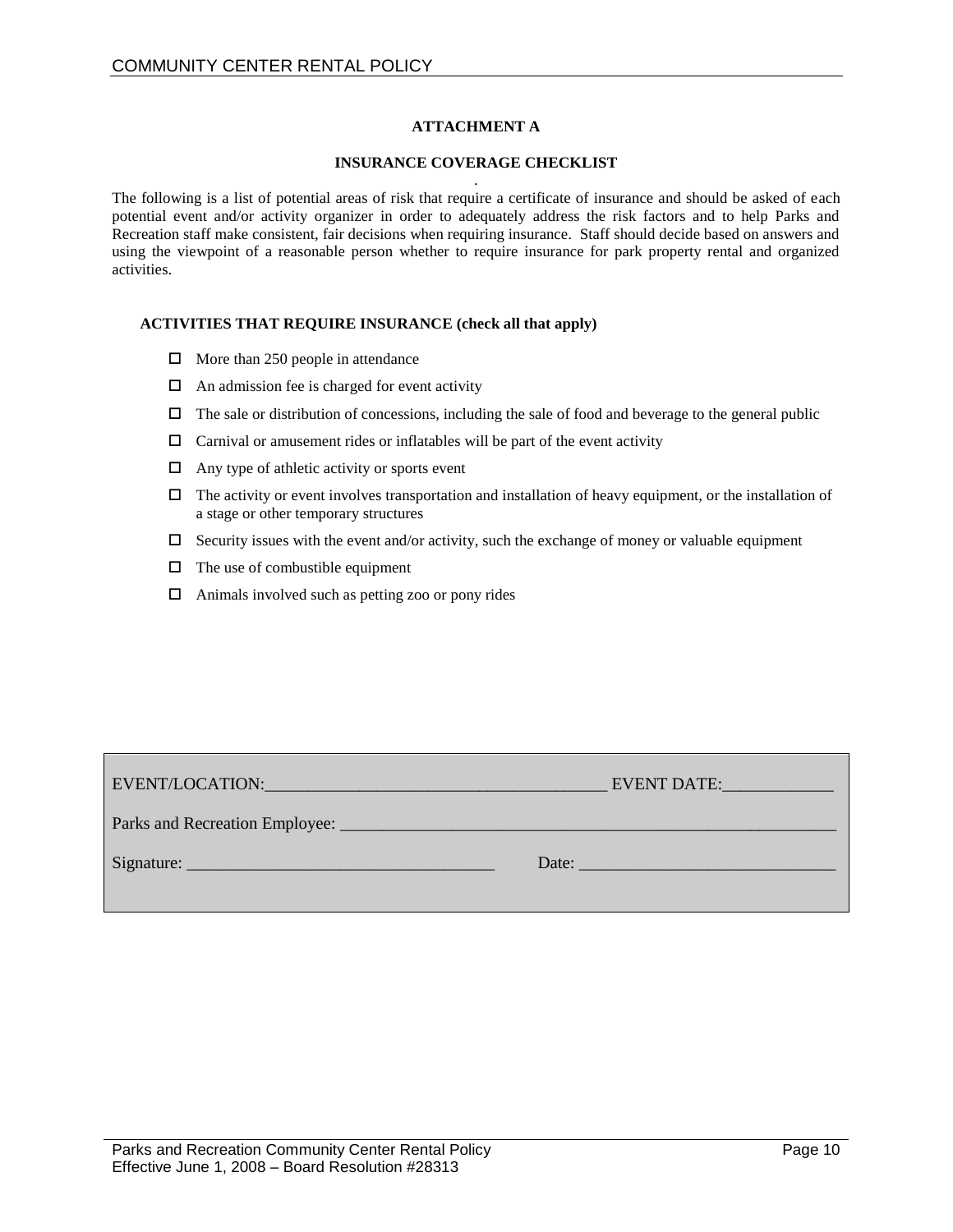## ATTACHMENT A

### INSURANCE COVERAGE CHECKLIST

The following is a list of potential areas of risk that require a certificate of insurance and should be asked of each potential event and/or activity organizer in order to adequately address the risk factors and to help Parks and Recreation staff make consistent, fair decisions when requiring insurance. Staff should decide based on answers and using the viewpoint of a reasonable person whether to require insurance for park property rental and organized activities.

**ACTIVITIES THAT REQUIRE INSURANCE (check all that apply)**

- ☐ More than 250 people in attendance
- ☐ An admission fee is charged for event activity
- ☐ The sale or distribution of concessions, including the sale of food and beverage to the general public
- ☐ Carnival or amusement rides or inflatables will be part of the event activity
- ☐ Any type of athletic activity or sports event
- ☐ The activity or event involves transportation and installation of heavy equipment, or the installation of a stage or other temporary structures
- ☐ Security issues with the event and/or activity, such the exchange of money or valuable equipment
- ☐ The use of combustible equipment
- ☐ Animals involved such as petting zoo or pony rides

EVENT/LOCATION:_______________________________________ EVENT DATE:____________

Parks and Recreation Employee: ___________________________________________________________

Signature: ___________________________________ Date: _____________________________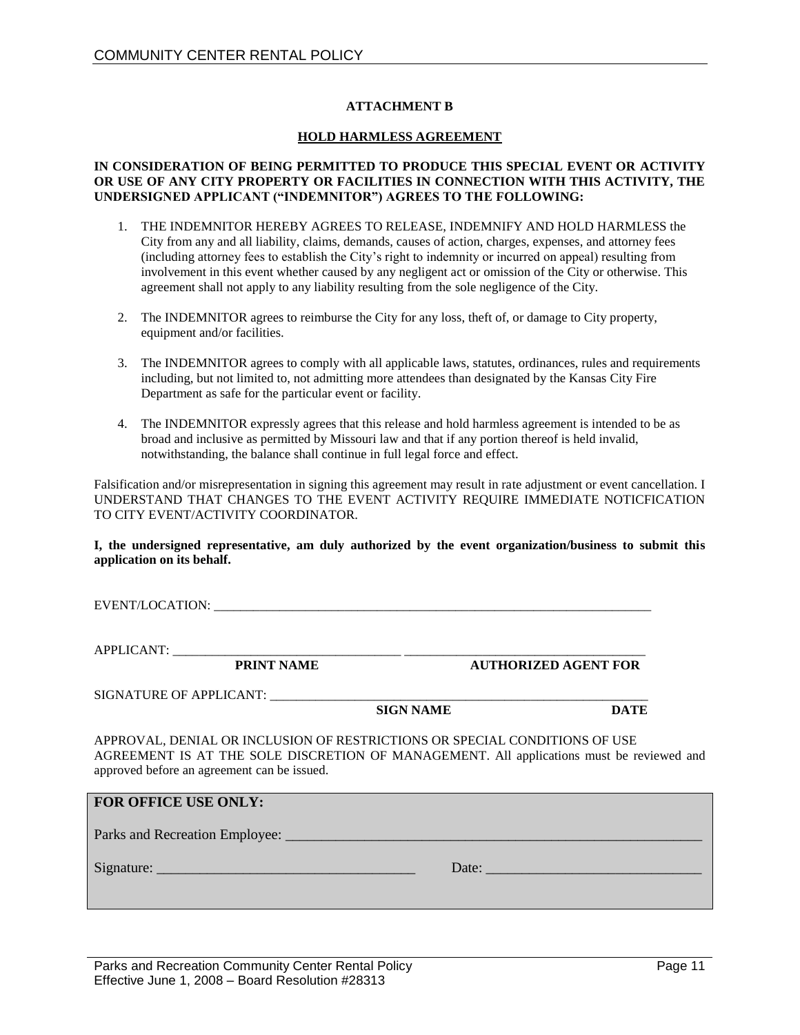## ATTACHMENT B

## HOLD HARMLESS AGREEMENT

**IN CONSIDERATION OF BEING PERMITTED TO PRODUCE THIS SPECIAL EVENT OR ACTIVITY OR USE OF ANY CITY PROPERTY OR FACILITIES IN CONNECTION WITH THIS ACTIVITY, THE UNDERSIGNED APPLICANT ("INDEMNITOR") AGREES TO THE FOLLOWING:**

1. THE INDEMNITOR HEREBY AGREES TO RELEASE, INDEMNIFY AND HOLD HARMLESS the City from any and all liability, claims, demands, causes of action, charges, expenses, and attorney fees (including attorney fees to establish the City's right to indemnity or incurred on appeal) resulting from involvement in this event whether caused by any negligent act or omission of the City or otherwise. This agreement shall not apply to any liability resulting from the sole negligence of the City.

2. The INDEMNITOR agrees to reimburse the City for any loss, theft of, or damage to City property, equipment and/or facilities.

3. The INDEMNITOR agrees to comply with all applicable laws, statutes, ordinances, rules and requirements including, but not limited to, not admitting more attendees than designated by the Kansas City Fire Department as safe for the particular event or facility.

4. The INDEMNITOR expressly agrees that this release and hold harmless agreement is intended to be as broad and inclusive as permitted by Missouri law and that if any portion thereof is held invalid, notwithstanding, the balance shall continue in full legal force and effect.

Falsification and/or misrepresentation in signing this agreement may result in rate adjustment or event cancellation. I UNDERSTAND THAT CHANGES TO THE EVENT ACTIVITY REQUIRE IMMEDIATE NOTICFICATION TO CITY EVENT/ACTIVITY COORDINATOR.

**I, the undersigned representative, am duly authorized by the event organization/business to submit this application on its behalf.**

EVENT/LOCATION: ______________________________________________________________________

APPLICANT: ___________________________________ _____________________________________

**PRINT NAME** **AUTHORIZED AGENT FOR**

SIGNATURE OF APPLICANT: ____________________________________________________________

**SIGN NAME** **DATE**

APPROVAL, DENIAL OR INCLUSION OF RESTRICTIONS OR SPECIAL CONDITIONS OF USE AGREEMENT IS AT THE SOLE DISCRETION OF MANAGEMENT. All applications must be reviewed and approved before an agreement can be issued.

**FOR OFFICE USE ONLY:**

Parks and Recreation Employee: _______________________________________________________________

Signature: ____________________________________ Date: ______________________________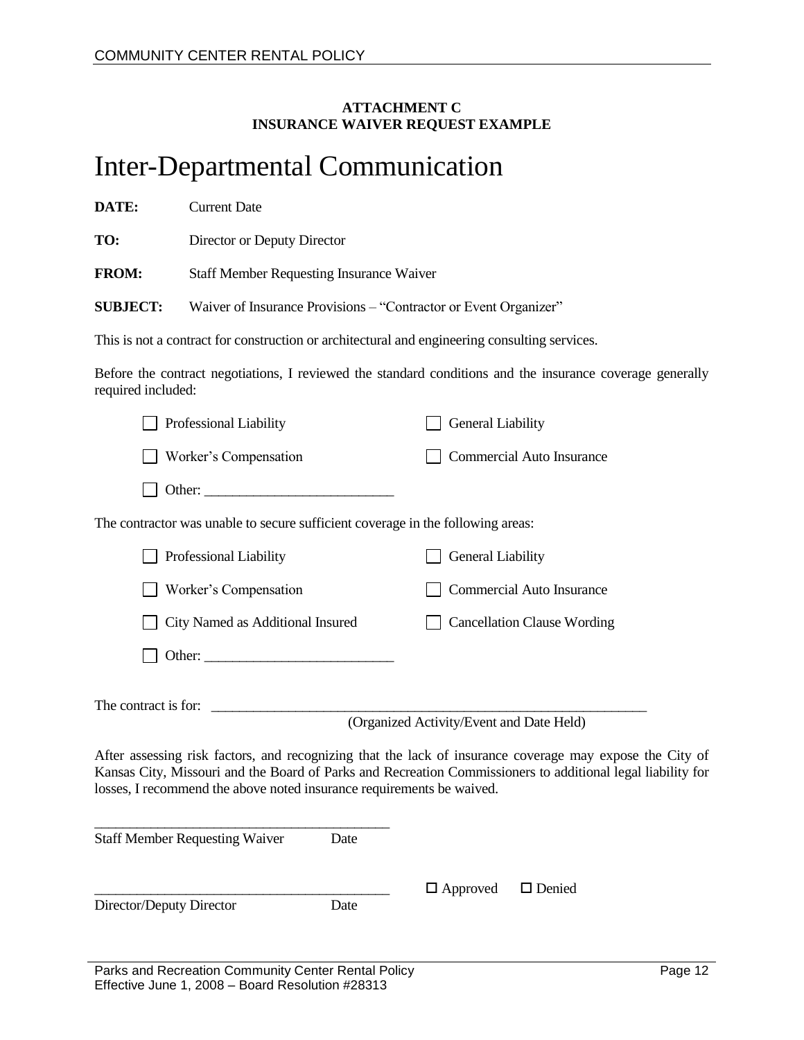**ATTACHMENT C**
**INSURANCE WAIVER REQUEST EXAMPLE**

# Inter-Departmental Communication

**DATE:** Current Date

**TO:** Director or Deputy Director

**FROM:** Staff Member Requesting Insurance Waiver

**SUBJECT:** Waiver of Insurance Provisions – "Contractor or Event Organizer"

This is not a contract for construction or architectural and engineering consulting services.

Before the contract negotiations, I reviewed the standard conditions and the insurance coverage generally required included:

- ☐ Professional Liability
- ☐ General Liability
- ☐ Worker's Compensation
- ☐ Commercial Auto Insurance
- ☐ Other: ___________________________

The contractor was unable to secure sufficient coverage in the following areas:

- ☐ Professional Liability
- ☐ General Liability
- ☐ Worker's Compensation
- ☐ Commercial Auto Insurance
- ☐ City Named as Additional Insured
- ☐ Cancellation Clause Wording
- ☐ Other: ___________________________

The contract is for: _________________________________________________________________
(Organized Activity/Event and Date Held)

After assessing risk factors, and recognizing that the lack of insurance coverage may expose the City of Kansas City, Missouri and the Board of Parks and Recreation Commissioners to additional legal liability for losses, I recommend the above noted insurance requirements be waived.

___________________________________________
Staff Member Requesting Waiver Date

___________________________________________ ☐ Approved ☐ Denied
Director/Deputy Director Date